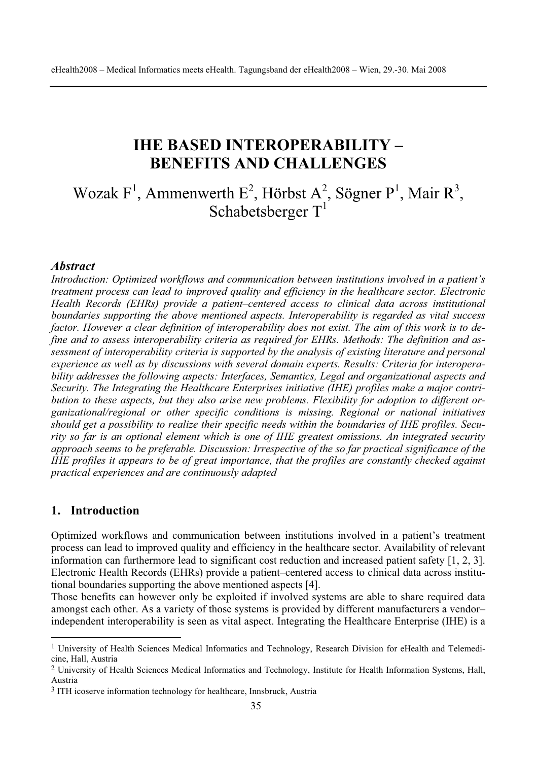# IHE BASED INTEROPERABILITY – BENEFITS AND CHALLENGES

Wozak F[1], Ammenwerth E[2], Hörbst A[2], Sögner P[1], Mair R[3], Schabetsberger T[1]

### *Abstract*

*Introduction: Optimized workflows and communication between institutions involved in a patient's treatment process can lead to improved quality and efficiency in the healthcare sector. Electronic Health Records (EHRs) provide a patient–centered access to clinical data across institutional boundaries supporting the above mentioned aspects. Interoperability is regarded as vital success factor. However a clear definition of interoperability does not exist. The aim of this work is to define and to assess interoperability criteria as required for EHRs. Methods: The definition and assessment of interoperability criteria is supported by the analysis of existing literature and personal experience as well as by discussions with several domain experts. Results: Criteria for interoperability addresses the following aspects: Interfaces, Semantics, Legal and organizational aspects and Security. The Integrating the Healthcare Enterprises initiative (IHE) profiles make a major contribution to these aspects, but they also arise new problems. Flexibility for adoption to different organizational/regional or other specific conditions is missing. Regional or national initiatives should get a possibility to realize their specific needs within the boundaries of IHE profiles. Security so far is an optional element which is one of IHE greatest omissions. An integrated security approach seems to be preferable. Discussion: Irrespective of the so far practical significance of the IHE profiles it appears to be of great importance, that the profiles are constantly checked against practical experiences and are continuously adapted*

## 1. Introduction

Optimized workflows and communication between institutions involved in a patient's treatment process can lead to improved quality and efficiency in the healthcare sector. Availability of relevant information can furthermore lead to significant cost reduction and increased patient safety [1, 2, 3]. Electronic Health Records (EHRs) provide a patient–centered access to clinical data across institutional boundaries supporting the above mentioned aspects [4].

Those benefits can however only be exploited if involved systems are able to share required data amongst each other. As a variety of those systems is provided by different manufacturers a vendor–independent interoperability is seen as vital aspect. Integrating the Healthcare Enterprise (IHE) is a

---

[1] University of Health Sciences Medical Informatics and Technology, Research Division for eHealth and Telemedicine, Hall, Austria

[2] University of Health Sciences Medical Informatics and Technology, Institute for Health Information Systems, Hall, Austria

[3] ITH icoserve information technology for healthcare, Innsbruck, Austria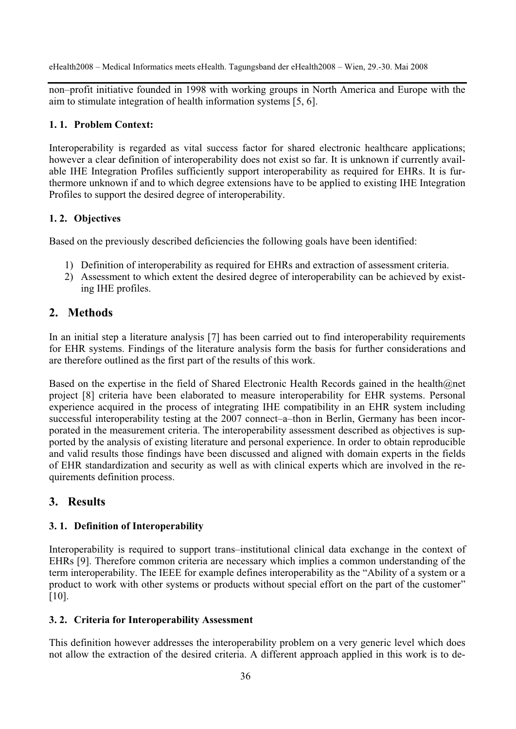non–profit initiative founded in 1998 with working groups in North America and Europe with the aim to stimulate integration of health information systems [5, 6].

### 1. 1. Problem Context:

Interoperability is regarded as vital success factor for shared electronic healthcare applications; however a clear definition of interoperability does not exist so far. It is unknown if currently available IHE Integration Profiles sufficiently support interoperability as required for EHRs. It is furthermore unknown if and to which degree extensions have to be applied to existing IHE Integration Profiles to support the desired degree of interoperability.

### 1. 2. Objectives

Based on the previously described deficiencies the following goals have been identified:

1) Definition of interoperability as required for EHRs and extraction of assessment criteria.
2) Assessment to which extent the desired degree of interoperability can be achieved by existing IHE profiles.

## 2. Methods

In an initial step a literature analysis [7] has been carried out to find interoperability requirements for EHR systems. Findings of the literature analysis form the basis for further considerations and are therefore outlined as the first part of the results of this work.

Based on the expertise in the field of Shared Electronic Health Records gained in the health@net project [8] criteria have been elaborated to measure interoperability for EHR systems. Personal experience acquired in the process of integrating IHE compatibility in an EHR system including successful interoperability testing at the 2007 connect–a–thon in Berlin, Germany has been incorporated in the measurement criteria. The interoperability assessment described as objectives is supported by the analysis of existing literature and personal experience. In order to obtain reproducible and valid results those findings have been discussed and aligned with domain experts in the fields of EHR standardization and security as well as with clinical experts which are involved in the requirements definition process.

## 3. Results

### 3. 1. Definition of Interoperability

Interoperability is required to support trans–institutional clinical data exchange in the context of EHRs [9]. Therefore common criteria are necessary which implies a common understanding of the term interoperability. The IEEE for example defines interoperability as the "Ability of a system or a product to work with other systems or products without special effort on the part of the customer" [10].

### 3. 2. Criteria for Interoperability Assessment

This definition however addresses the interoperability problem on a very generic level which does not allow the extraction of the desired criteria. A different approach applied in this work is to de-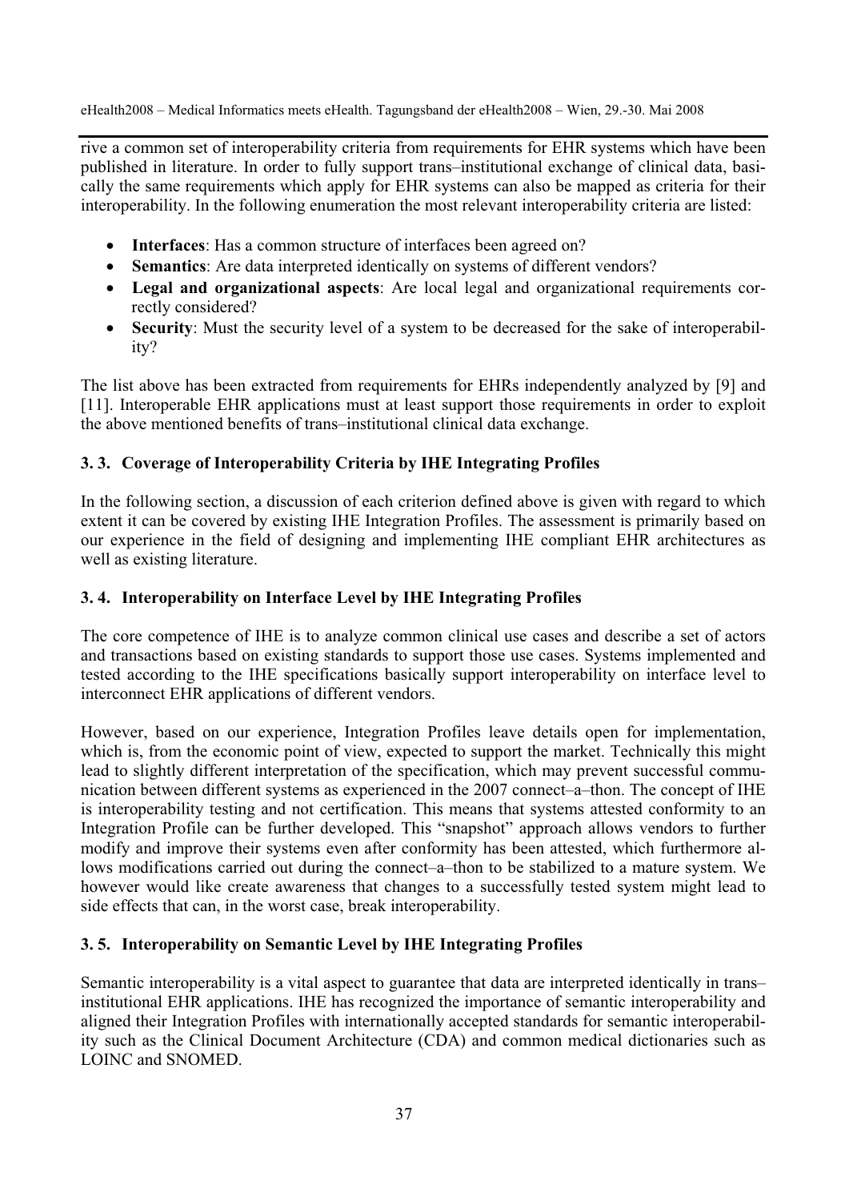rive a common set of interoperability criteria from requirements for EHR systems which have been published in literature. In order to fully support trans–institutional exchange of clinical data, basically the same requirements which apply for EHR systems can also be mapped as criteria for their interoperability. In the following enumeration the most relevant interoperability criteria are listed:

- **Interfaces**: Has a common structure of interfaces been agreed on?
- **Semantics**: Are data interpreted identically on systems of different vendors?
- **Legal and organizational aspects**: Are local legal and organizational requirements correctly considered?
- **Security**: Must the security level of a system to be decreased for the sake of interoperability?

The list above has been extracted from requirements for EHRs independently analyzed by [9] and [11]. Interoperable EHR applications must at least support those requirements in order to exploit the above mentioned benefits of trans–institutional clinical data exchange.

### 3. 3. Coverage of Interoperability Criteria by IHE Integrating Profiles

In the following section, a discussion of each criterion defined above is given with regard to which extent it can be covered by existing IHE Integration Profiles. The assessment is primarily based on our experience in the field of designing and implementing IHE compliant EHR architectures as well as existing literature.

### 3. 4. Interoperability on Interface Level by IHE Integrating Profiles

The core competence of IHE is to analyze common clinical use cases and describe a set of actors and transactions based on existing standards to support those use cases. Systems implemented and tested according to the IHE specifications basically support interoperability on interface level to interconnect EHR applications of different vendors.

However, based on our experience, Integration Profiles leave details open for implementation, which is, from the economic point of view, expected to support the market. Technically this might lead to slightly different interpretation of the specification, which may prevent successful communication between different systems as experienced in the 2007 connect–a–thon. The concept of IHE is interoperability testing and not certification. This means that systems attested conformity to an Integration Profile can be further developed. This "snapshot" approach allows vendors to further modify and improve their systems even after conformity has been attested, which furthermore allows modifications carried out during the connect–a–thon to be stabilized to a mature system. We however would like create awareness that changes to a successfully tested system might lead to side effects that can, in the worst case, break interoperability.

### 3. 5. Interoperability on Semantic Level by IHE Integrating Profiles

Semantic interoperability is a vital aspect to guarantee that data are interpreted identically in trans–institutional EHR applications. IHE has recognized the importance of semantic interoperability and aligned their Integration Profiles with internationally accepted standards for semantic interoperability such as the Clinical Document Architecture (CDA) and common medical dictionaries such as LOINC and SNOMED.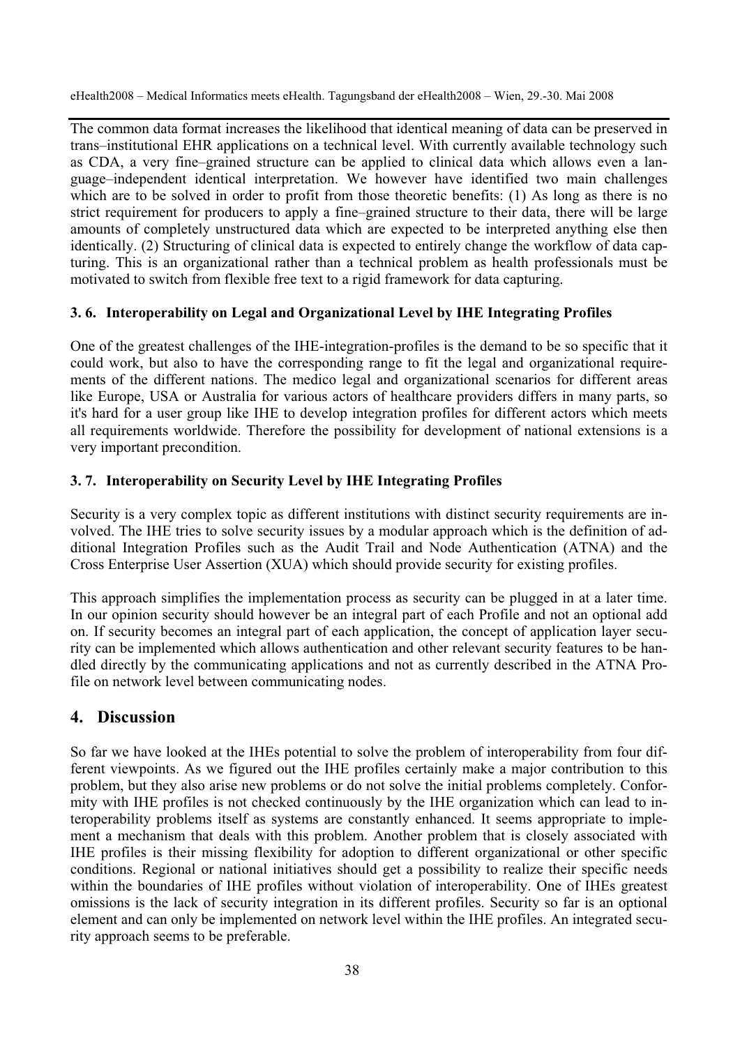The common data format increases the likelihood that identical meaning of data can be preserved in trans–institutional EHR applications on a technical level. With currently available technology such as CDA, a very fine–grained structure can be applied to clinical data which allows even a language–independent identical interpretation. We however have identified two main challenges which are to be solved in order to profit from those theoretic benefits: (1) As long as there is no strict requirement for producers to apply a fine–grained structure to their data, there will be large amounts of completely unstructured data which are expected to be interpreted anything else then identically. (2) Structuring of clinical data is expected to entirely change the workflow of data capturing. This is an organizational rather than a technical problem as health professionals must be motivated to switch from flexible free text to a rigid framework for data capturing.

### 3. 6. Interoperability on Legal and Organizational Level by IHE Integrating Profiles

One of the greatest challenges of the IHE-integration-profiles is the demand to be so specific that it could work, but also to have the corresponding range to fit the legal and organizational requirements of the different nations. The medico legal and organizational scenarios for different areas like Europe, USA or Australia for various actors of healthcare providers differs in many parts, so it's hard for a user group like IHE to develop integration profiles for different actors which meets all requirements worldwide. Therefore the possibility for development of national extensions is a very important precondition.

### 3. 7. Interoperability on Security Level by IHE Integrating Profiles

Security is a very complex topic as different institutions with distinct security requirements are involved. The IHE tries to solve security issues by a modular approach which is the definition of additional Integration Profiles such as the Audit Trail and Node Authentication (ATNA) and the Cross Enterprise User Assertion (XUA) which should provide security for existing profiles.

This approach simplifies the implementation process as security can be plugged in at a later time. In our opinion security should however be an integral part of each Profile and not an optional add on. If security becomes an integral part of each application, the concept of application layer security can be implemented which allows authentication and other relevant security features to be handled directly by the communicating applications and not as currently described in the ATNA Profile on network level between communicating nodes.

## 4. Discussion

So far we have looked at the IHEs potential to solve the problem of interoperability from four different viewpoints. As we figured out the IHE profiles certainly make a major contribution to this problem, but they also arise new problems or do not solve the initial problems completely. Conformity with IHE profiles is not checked continuously by the IHE organization which can lead to interoperability problems itself as systems are constantly enhanced. It seems appropriate to implement a mechanism that deals with this problem. Another problem that is closely associated with IHE profiles is their missing flexibility for adoption to different organizational or other specific conditions. Regional or national initiatives should get a possibility to realize their specific needs within the boundaries of IHE profiles without violation of interoperability. One of IHEs greatest omissions is the lack of security integration in its different profiles. Security so far is an optional element and can only be implemented on network level within the IHE profiles. An integrated security approach seems to be preferable.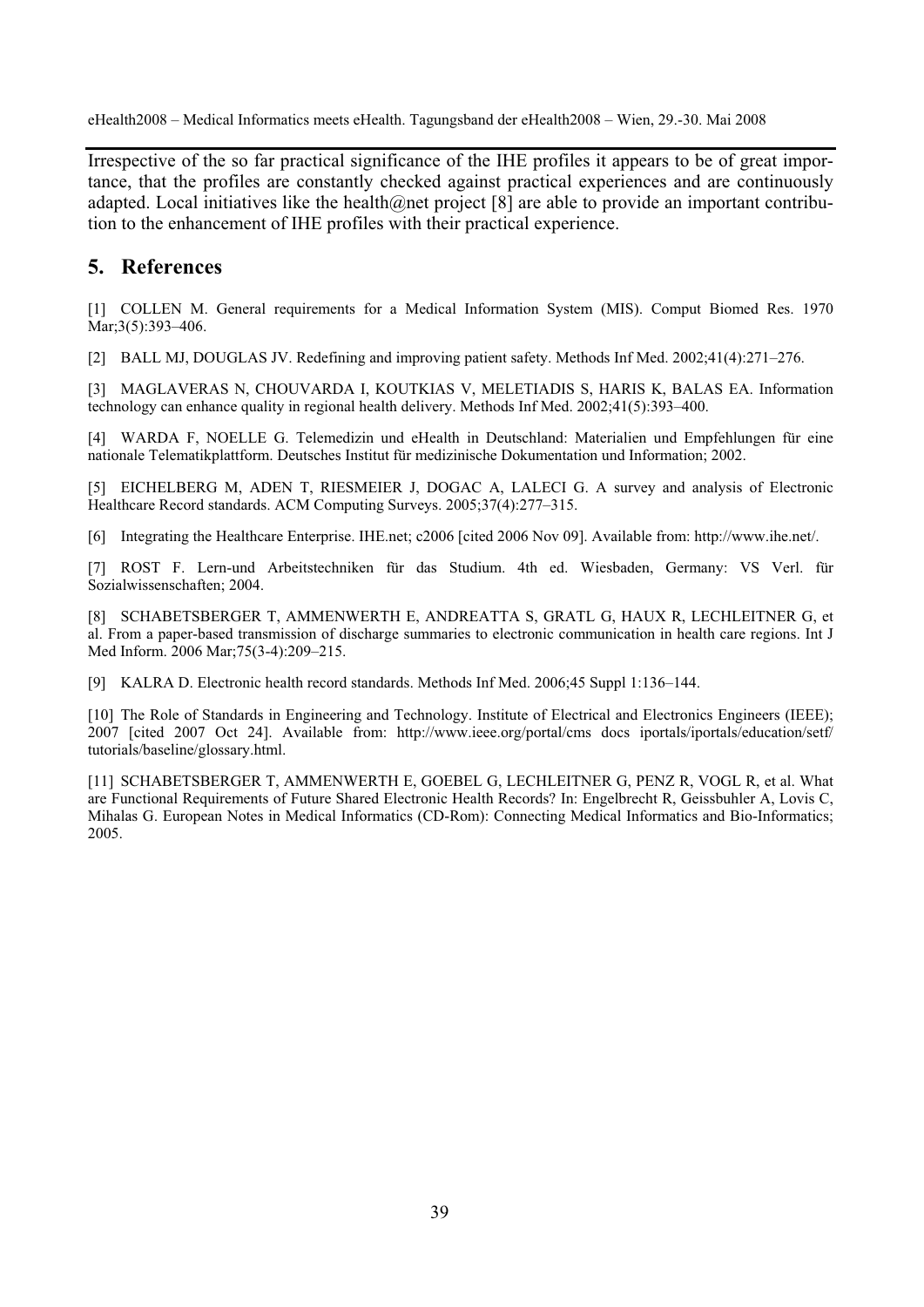Irrespective of the so far practical significance of the IHE profiles it appears to be of great importance, that the profiles are constantly checked against practical experiences and are continuously adapted. Local initiatives like the health@net project [8] are able to provide an important contribution to the enhancement of IHE profiles with their practical experience.

## 5. References

[1] COLLEN M. General requirements for a Medical Information System (MIS). Comput Biomed Res. 1970 Mar;3(5):393–406.

[2] BALL MJ, DOUGLAS JV. Redefining and improving patient safety. Methods Inf Med. 2002;41(4):271–276.

[3] MAGLAVERAS N, CHOUVARDA I, KOUTKIAS V, MELETIADIS S, HARIS K, BALAS EA. Information technology can enhance quality in regional health delivery. Methods Inf Med. 2002;41(5):393–400.

[4] WARDA F, NOELLE G. Telemedizin und eHealth in Deutschland: Materialien und Empfehlungen für eine nationale Telematikplattform. Deutsches Institut für medizinische Dokumentation und Information; 2002.

[5] EICHELBERG M, ADEN T, RIESMEIER J, DOGAC A, LALECI G. A survey and analysis of Electronic Healthcare Record standards. ACM Computing Surveys. 2005;37(4):277–315.

[6] Integrating the Healthcare Enterprise. IHE.net; c2006 [cited 2006 Nov 09]. Available from: http://www.ihe.net/.

[7] ROST F. Lern-und Arbeitstechniken für das Studium. 4th ed. Wiesbaden, Germany: VS Verl. für Sozialwissenschaften; 2004.

[8] SCHABETSBERGER T, AMMENWERTH E, ANDREATTA S, GRATL G, HAUX R, LECHLEITNER G, et al. From a paper-based transmission of discharge summaries to electronic communication in health care regions. Int J Med Inform. 2006 Mar;75(3-4):209–215.

[9] KALRA D. Electronic health record standards. Methods Inf Med. 2006;45 Suppl 1:136–144.

[10] The Role of Standards in Engineering and Technology. Institute of Electrical and Electronics Engineers (IEEE); 2007 [cited 2007 Oct 24]. Available from: http://www.ieee.org/portal/cms docs iportals/iportals/education/setf/tutorials/baseline/glossary.html.

[11] SCHABETSBERGER T, AMMENWERTH E, GOEBEL G, LECHLEITNER G, PENZ R, VOGL R, et al. What are Functional Requirements of Future Shared Electronic Health Records? In: Engelbrecht R, Geissbuhler A, Lovis C, Mihalas G. European Notes in Medical Informatics (CD-Rom): Connecting Medical Informatics and Bio-Informatics; 2005.